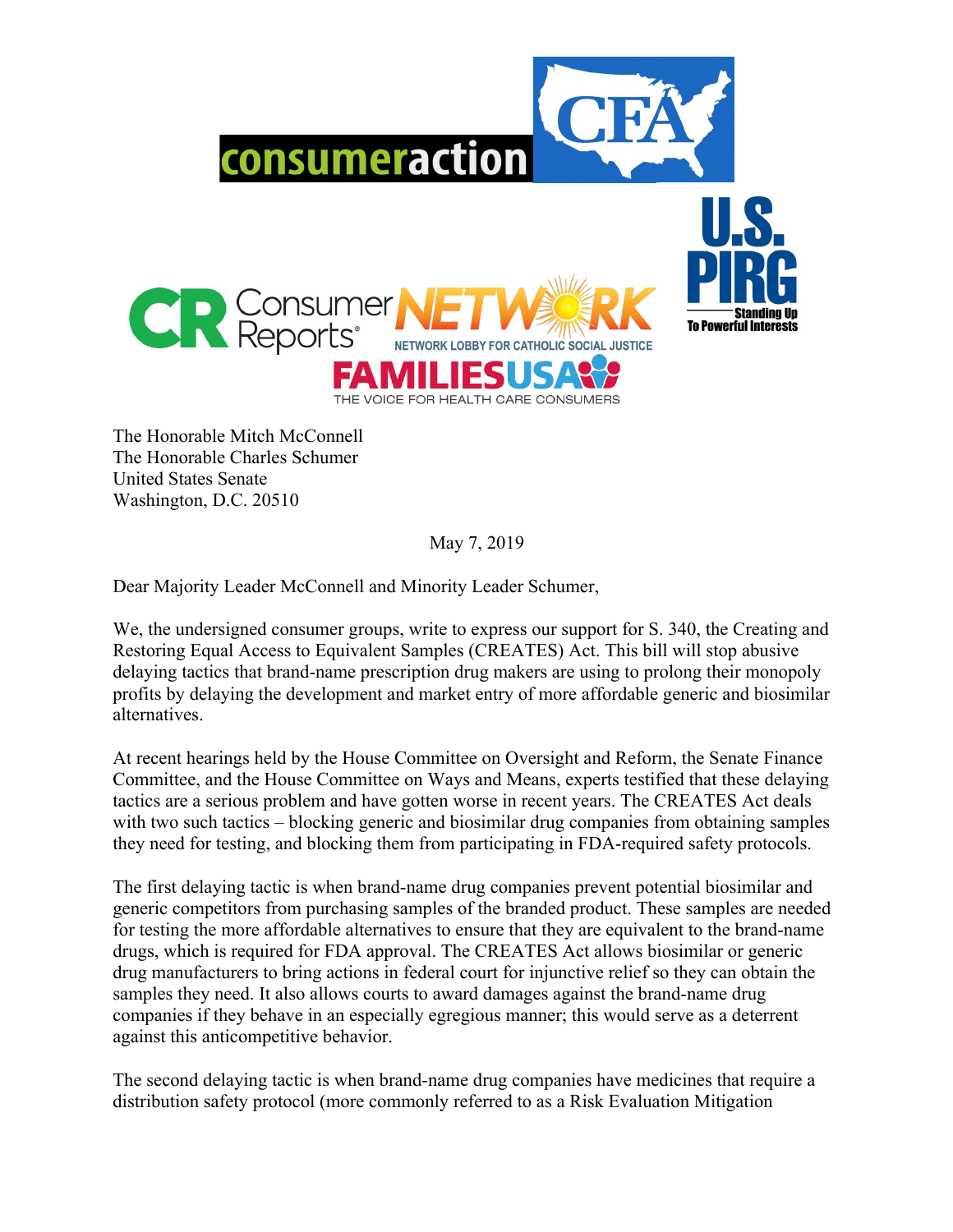The Honorable Mitch McConnell
The Honorable Charles Schumer
United States Senate
Washington, D.C. 20510

May 7, 2019

Dear Majority Leader McConnell and Minority Leader Schumer,

We, the undersigned consumer groups, write to express our support for S. 340, the Creating and Restoring Equal Access to Equivalent Samples (CREATES) Act. This bill will stop abusive delaying tactics that brand-name prescription drug makers are using to prolong their monopoly profits by delaying the development and market entry of more affordable generic and biosimilar alternatives.

At recent hearings held by the House Committee on Oversight and Reform, the Senate Finance Committee, and the House Committee on Ways and Means, experts testified that these delaying tactics are a serious problem and have gotten worse in recent years. The CREATES Act deals with two such tactics – blocking generic and biosimilar drug companies from obtaining samples they need for testing, and blocking them from participating in FDA-required safety protocols.

The first delaying tactic is when brand-name drug companies prevent potential biosimilar and generic competitors from purchasing samples of the branded product. These samples are needed for testing the more affordable alternatives to ensure that they are equivalent to the brand-name drugs, which is required for FDA approval. The CREATES Act allows biosimilar or generic drug manufacturers to bring actions in federal court for injunctive relief so they can obtain the samples they need. It also allows courts to award damages against the brand-name drug companies if they behave in an especially egregious manner; this would serve as a deterrent against this anticompetitive behavior.

The second delaying tactic is when brand-name drug companies have medicines that require a distribution safety protocol (more commonly referred to as a Risk Evaluation Mitigation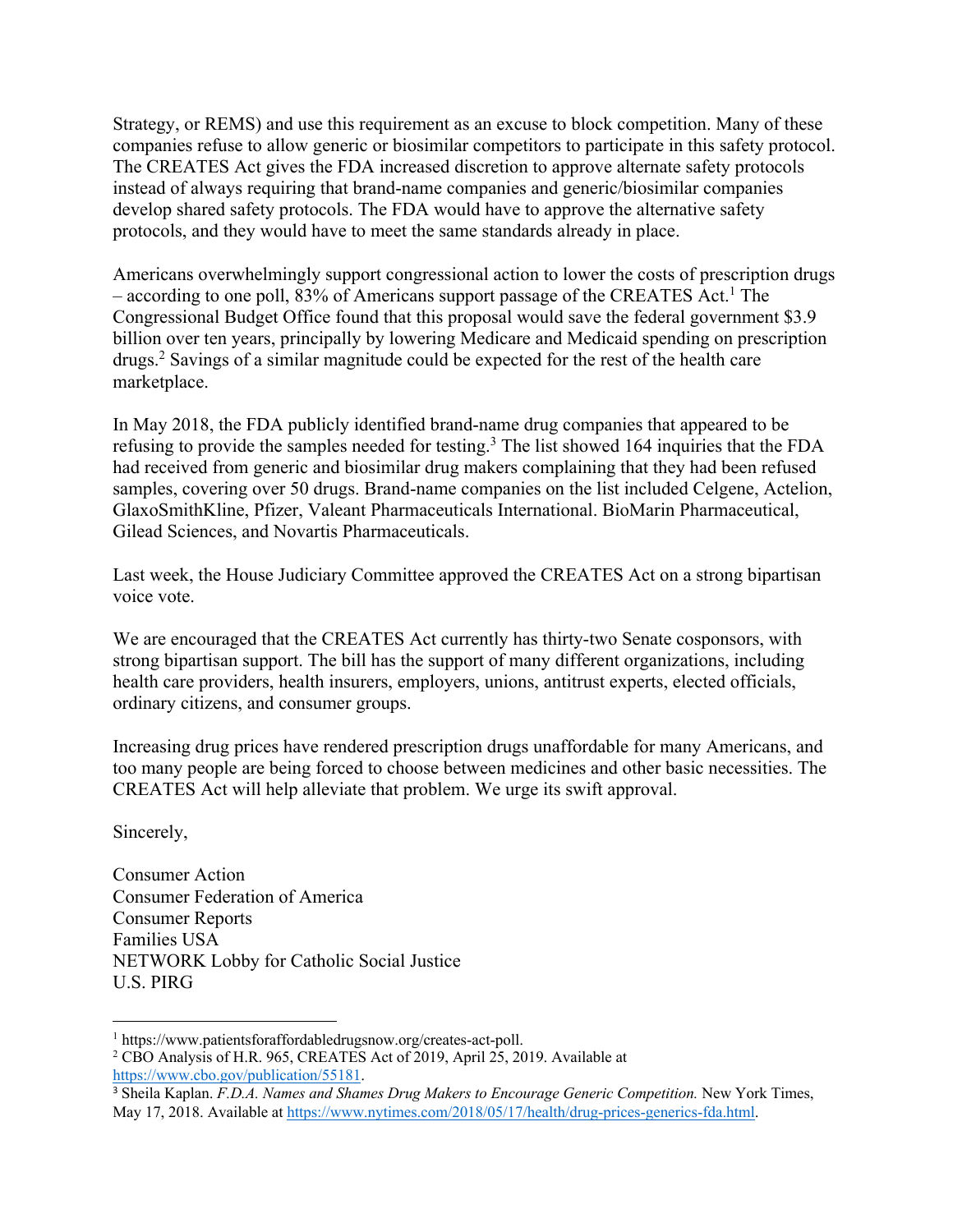Strategy, or REMS) and use this requirement as an excuse to block competition. Many of these companies refuse to allow generic or biosimilar competitors to participate in this safety protocol. The CREATES Act gives the FDA increased discretion to approve alternate safety protocols instead of always requiring that brand-name companies and generic/biosimilar companies develop shared safety protocols. The FDA would have to approve the alternative safety protocols, and they would have to meet the same standards already in place.

Americans overwhelmingly support congressional action to lower the costs of prescription drugs – according to one poll, 83% of Americans support passage of the CREATES Act.[1] The Congressional Budget Office found that this proposal would save the federal government $3.9 billion over ten years, principally by lowering Medicare and Medicaid spending on prescription drugs.[2] Savings of a similar magnitude could be expected for the rest of the health care marketplace.

In May 2018, the FDA publicly identified brand-name drug companies that appeared to be refusing to provide the samples needed for testing.[3] The list showed 164 inquiries that the FDA had received from generic and biosimilar drug makers complaining that they had been refused samples, covering over 50 drugs. Brand-name companies on the list included Celgene, Actelion, GlaxoSmithKline, Pfizer, Valeant Pharmaceuticals International. BioMarin Pharmaceutical, Gilead Sciences, and Novartis Pharmaceuticals.

Last week, the House Judiciary Committee approved the CREATES Act on a strong bipartisan voice vote.

We are encouraged that the CREATES Act currently has thirty-two Senate cosponsors, with strong bipartisan support. The bill has the support of many different organizations, including health care providers, health insurers, employers, unions, antitrust experts, elected officials, ordinary citizens, and consumer groups.

Increasing drug prices have rendered prescription drugs unaffordable for many Americans, and too many people are being forced to choose between medicines and other basic necessities. The CREATES Act will help alleviate that problem. We urge its swift approval.

Sincerely,

Consumer Action
Consumer Federation of America
Consumer Reports
Families USA
NETWORK Lobby for Catholic Social Justice
U.S. PIRG

---

[1] https://www.patientsforaffordabledrugsnow.org/creates-act-poll.

[2] CBO Analysis of H.R. 965, CREATES Act of 2019, April 25, 2019. Available at https://www.cbo.gov/publication/55181.

[3] Sheila Kaplan. *F.D.A. Names and Shames Drug Makers to Encourage Generic Competition.* New York Times, May 17, 2018. Available at https://www.nytimes.com/2018/05/17/health/drug-prices-generics-fda.html.